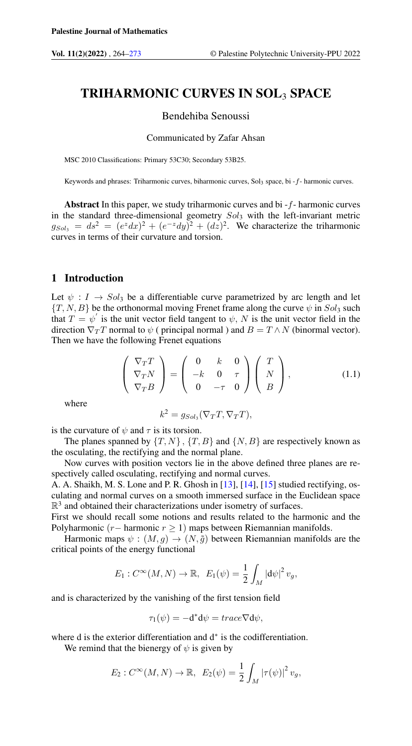# TRIHARMONIC CURVES IN SOL$_3$ SPACE

Bendehiba Senoussi

Communicated by Zafar Ahsan

MSC 2010 Classifications: Primary 53C30; Secondary 53B25.

Keywords and phrases: Triharmonic curves, biharmonic curves, Sol$_3$ space, bi - $f$ - harmonic curves.

**Abstract** In this paper, we study triharmonic curves and bi - $f$ - harmonic curves in the standard three-dimensional geometry $Sol_3$ with the left-invariant metric $g_{Sol_3} = ds^2 = (e^z dx)^2 + (e^{-z} dy)^2 + (dz)^2$. We characterize the triharmonic curves in terms of their curvature and torsion.

## 1 Introduction

Let $\psi : I \to Sol_3$ be a differentiable curve parametrized by arc length and let $\{T, N, B\}$ be the orthonormal moving Frenet frame along the curve $\psi$ in $Sol_3$ such that $T = \psi^{'}$ is the unit vector field tangent to $\psi$, $N$ is the unit vector field in the direction $\nabla_T T$ normal to $\psi$ ( principal normal ) and $B = T \wedge N$ (binormal vector). Then we have the following Frenet equations

$$\begin{pmatrix} \nabla_T T \\ \nabla_T N \\ \nabla_T B \end{pmatrix} = \begin{pmatrix} 0 & k & 0 \\ -k & 0 & \tau \\ 0 & -\tau & 0 \end{pmatrix} \begin{pmatrix} T \\ N \\ B \end{pmatrix}, \tag{1.1}$$

where

$$k^2 = g_{Sol_3}(\nabla_T T, \nabla_T T),$$

is the curvature of $\psi$ and $\tau$ is its torsion.

The planes spanned by $\{T, N\}$, $\{T, B\}$ and $\{N, B\}$ are respectively known as the osculating, the rectifying and the normal plane.

Now curves with position vectors lie in the above defined three planes are respectively called osculating, rectifying and normal curves.

A. A. Shaikh, M. S. Lone and P. R. Ghosh in [13], [14], [15] studied rectifying, osculating and normal curves on a smooth immersed surface in the Euclidean space $\mathbb{R}^3$ and obtained their characterizations under isometry of surfaces.

First we should recall some notions and results related to the harmonic and the Polyharmonic ($r-$ harmonic $r \geq 1$) maps between Riemannian manifolds.

Harmonic maps $\psi : (M, g) \to (N, \tilde{g})$ between Riemannian manifolds are the critical points of the energy functional

$$E_1 : C^{\infty}(M, N) \to \mathbb{R}, \;\; E_1(\psi) = \frac{1}{2} \int_M |\mathrm{d}\psi|^2 \, v_g,$$

and is characterized by the vanishing of the first tension field

$$\tau_1(\psi) = -\mathrm{d}^* \mathrm{d}\psi = trace \nabla \mathrm{d}\psi,$$

where d is the exterior differentiation and d$^*$ is the codifferentiation.

We remind that the bienergy of $\psi$ is given by

$$E_2 : C^{\infty}(M, N) \to \mathbb{R}, \;\; E_2(\psi) = \frac{1}{2} \int_M |\tau(\psi)|^2 \, v_g,$$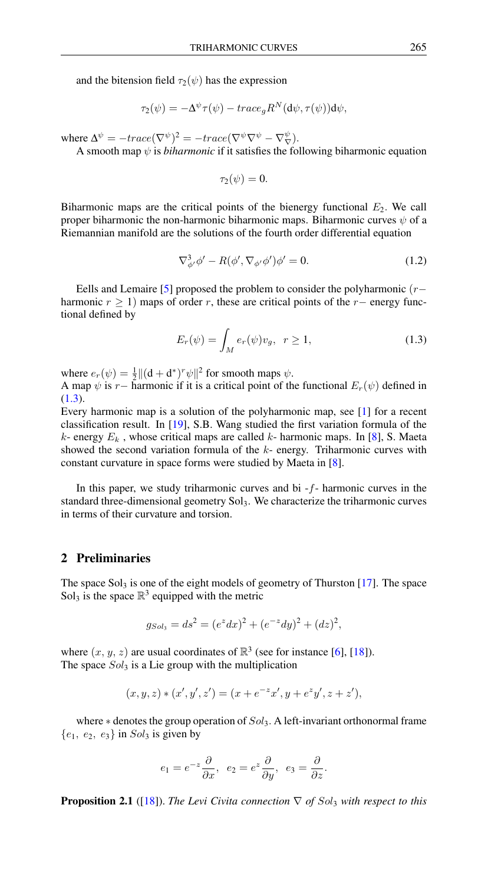and the bitension field $\tau_2(\psi)$ has the expression

$$\tau_2(\psi) = -\Delta^{\psi}\tau(\psi) - trace_g R^N(\mathrm{d}\psi, \tau(\psi))\mathrm{d}\psi,$$

where $\Delta^{\psi} = -trace(\nabla^{\psi})^2 = -trace(\nabla^{\psi}\nabla^{\psi} - \nabla^{\psi}_{\nabla})$.

A smooth map $\psi$ is *biharmonic* if it satisfies the following biharmonic equation

$$\tau_2(\psi) = 0.$$

Biharmonic maps are the critical points of the bienergy functional $E_2$. We call proper biharmonic the non-harmonic biharmonic maps. Biharmonic curves $\psi$ of a Riemannian manifold are the solutions of the fourth order differential equation

$$\nabla^3_{\phi'}\phi' - R(\phi', \nabla_{\phi'}\phi')\phi' = 0. \tag{1.2}$$

Eells and Lemaire [5] proposed the problem to consider the polyharmonic ($r-$ harmonic $r \geq 1$) maps of order $r$, these are critical points of the $r-$ energy functional defined by

$$E_r(\psi) = \int_M e_r(\psi) v_g, \quad r \geq 1, \tag{1.3}$$

where $e_r(\psi) = \frac{1}{2}\|(\mathrm{d} + \mathrm{d}^*)^r \psi\|^2$ for smooth maps $\psi$.
A map $\psi$ is $r-$ harmonic if it is a critical point of the functional $E_r(\psi)$ defined in (1.3).
Every harmonic map is a solution of the polyharmonic map, see [1] for a recent classification result. In [19], S.B. Wang studied the first variation formula of the $k$- energy $E_k$ , whose critical maps are called $k$- harmonic maps. In [8], S. Maeta showed the second variation formula of the $k$- energy. Triharmonic curves with constant curvature in space forms were studied by Maeta in [8].

In this paper, we study triharmonic curves and bi -$f$- harmonic curves in the standard three-dimensional geometry $\mathrm{Sol}_3$. We characterize the triharmonic curves in terms of their curvature and torsion.

## 2 Preliminaries

The space $\mathrm{Sol}_3$ is one of the eight models of geometry of Thurston [17]. The space $\mathrm{Sol}_3$ is the space $\mathbb{R}^3$ equipped with the metric

$$g_{Sol_3} = ds^2 = (e^z dx)^2 + (e^{-z} dy)^2 + (dz)^2,$$

where $(x, y, z)$ are usual coordinates of $\mathbb{R}^3$ (see for instance [6], [18]).
The space $Sol_3$ is a Lie group with the multiplication

$$(x, y, z) * (x', y', z') = (x + e^{-z}x', y + e^z y', z + z'),$$

where $*$ denotes the group operation of $Sol_3$. A left-invariant orthonormal frame $\{e_1, e_2, e_3\}$ in $Sol_3$ is given by

$$e_1 = e^{-z}\frac{\partial}{\partial x}, \quad e_2 = e^z \frac{\partial}{\partial y}, \quad e_3 = \frac{\partial}{\partial z}.$$

**Proposition 2.1** ([18]). *The Levi Civita connection $\nabla$ of $Sol_3$ with respect to this*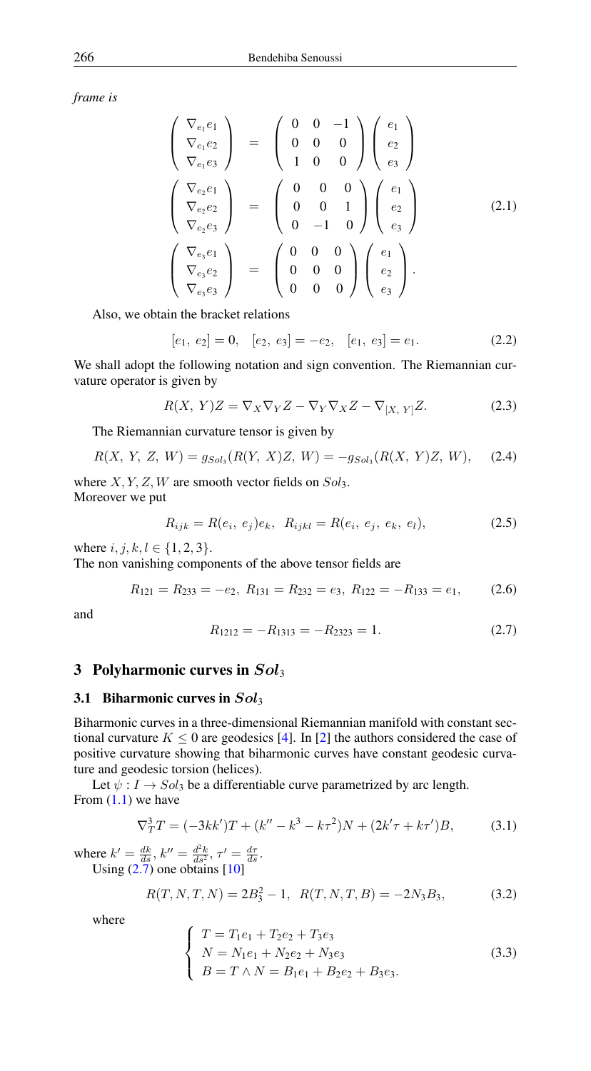*frame is*

$$
\begin{pmatrix} \nabla_{e_1} e_1 \\ \nabla_{e_1} e_2 \\ \nabla_{e_1} e_3 \end{pmatrix} = \begin{pmatrix} 0 & 0 & -1 \\ 0 & 0 & 0 \\ 1 & 0 & 0 \end{pmatrix} \begin{pmatrix} e_1 \\ e_2 \\ e_3 \end{pmatrix}
$$

$$
\begin{pmatrix} \nabla_{e_2} e_1 \\ \nabla_{e_2} e_2 \\ \nabla_{e_2} e_3 \end{pmatrix} = \begin{pmatrix} 0 & 0 & 0 \\ 0 & 0 & 1 \\ 0 & -1 & 0 \end{pmatrix} \begin{pmatrix} e_1 \\ e_2 \\ e_3 \end{pmatrix} \tag{2.1}
$$

$$
\begin{pmatrix} \nabla_{e_3} e_1 \\ \nabla_{e_3} e_2 \\ \nabla_{e_3} e_3 \end{pmatrix} = \begin{pmatrix} 0 & 0 & 0 \\ 0 & 0 & 0 \\ 0 & 0 & 0 \end{pmatrix} \begin{pmatrix} e_1 \\ e_2 \\ e_3 \end{pmatrix}.
$$

Also, we obtain the bracket relations

$$
[e_1,\ e_2] = 0, \quad [e_2,\ e_3] = -e_2, \quad [e_1,\ e_3] = e_1. \tag{2.2}
$$

We shall adopt the following notation and sign convention. The Riemannian curvature operator is given by

$$
R(X,\ Y)Z = \nabla_X \nabla_Y Z - \nabla_Y \nabla_X Z - \nabla_{[X,\ Y]} Z. \tag{2.3}
$$

The Riemannian curvature tensor is given by

$$
R(X,\ Y,\ Z,\ W) = g_{Sol_3}(R(Y,\ X)Z,\ W) = -g_{Sol_3}(R(X,\ Y)Z,\ W), \tag{2.4}
$$

where $X, Y, Z, W$ are smooth vector fields on $Sol_3$.
Moreover we put

$$
R_{ijk} = R(e_i,\ e_j)e_k, \ \ R_{ijkl} = R(e_i,\ e_j,\ e_k,\ e_l), \tag{2.5}
$$

where $i, j, k, l \in \{1, 2, 3\}$.
The non vanishing components of the above tensor fields are

$$
R_{121} = R_{233} = -e_2, \ R_{131} = R_{232} = e_3, \ R_{122} = -R_{133} = e_1, \tag{2.6}
$$

and

$$
R_{1212} = -R_{1313} = -R_{2323} = 1. \tag{2.7}
$$

## 3 Polyharmonic curves in $Sol_3$

### 3.1 Biharmonic curves in $Sol_3$

Biharmonic curves in a three-dimensional Riemannian manifold with constant sectional curvature $K \leq 0$ are geodesics [4]. In [2] the authors considered the case of positive curvature showing that biharmonic curves have constant geodesic curvature and geodesic torsion (helices).

Let $\psi : I \to Sol_3$ be a differentiable curve parametrized by arc length.
From (1.1) we have

$$
\nabla_T^3 T = (-3kk')T + (k'' - k^3 - k\tau^2)N + (2k'\tau + k\tau')B, \tag{3.1}
$$

where $k' = \frac{dk}{ds}$, $k'' = \frac{d^2k}{ds^2}$, $\tau' = \frac{d\tau}{ds}$.
Using (2.7) one obtains [10]

$$
R(T, N, T, N) = 2B_3^2 - 1, \ \ R(T, N, T, B) = -2N_3B_3, \tag{3.2}
$$

where

$$
\begin{cases} T = T_1 e_1 + T_2 e_2 + T_3 e_3 \\ N = N_1 e_1 + N_2 e_2 + N_3 e_3 \\ B = T \wedge N = B_1 e_1 + B_2 e_2 + B_3 e_3. \end{cases} \tag{3.3}
$$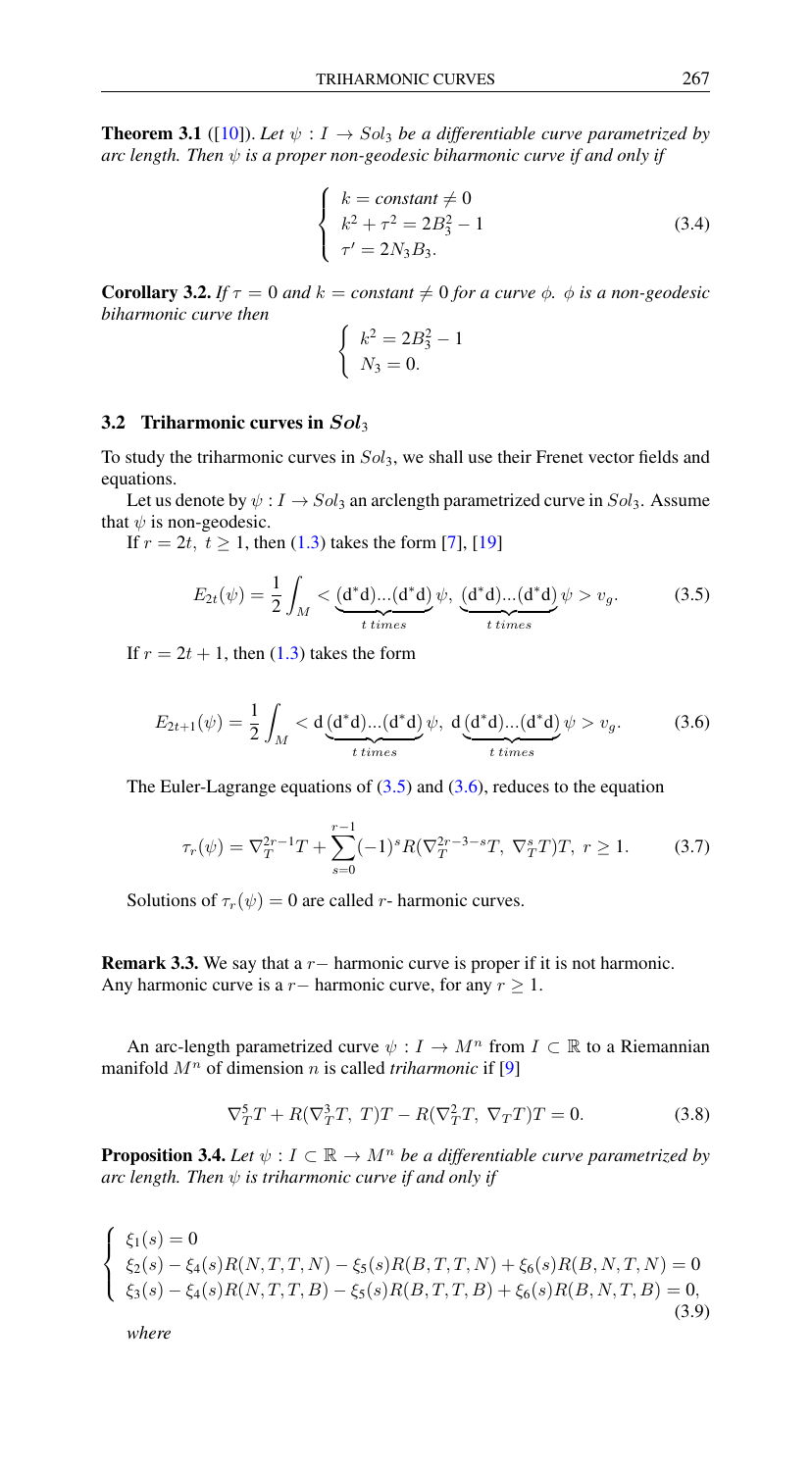**Theorem 3.1** ([10]). *Let $\psi : I \to Sol_3$ be a differentiable curve parametrized by arc length. Then $\psi$ is a proper non-geodesic biharmonic curve if and only if*

$$\begin{cases} k = \textit{constant} \neq 0 \\ k^2 + \tau^2 = 2B_3^2 - 1 \\ \tau' = 2N_3 B_3. \end{cases} \tag{3.4}$$

**Corollary 3.2.** *If $\tau = 0$ and $k = constant \neq 0$ for a curve $\phi$. $\phi$ is a non-geodesic biharmonic curve then*

$$\begin{cases} k^2 = 2B_3^2 - 1 \\ N_3 = 0. \end{cases}$$

### 3.2 Triharmonic curves in $Sol_3$

To study the triharmonic curves in $Sol_3$, we shall use their Frenet vector fields and equations.

Let us denote by $\psi : I \to Sol_3$ an arclength parametrized curve in $Sol_3$. Assume that $\psi$ is non-geodesic.

If $r = 2t,\ t \geq 1$, then (1.3) takes the form [7], [19]

$$E_{2t}(\psi) = \frac{1}{2}\int_M < \underbrace{(\mathrm{d}^*\mathrm{d})...(\mathrm{d}^*\mathrm{d})}_{t\,times}\psi,\ \underbrace{(\mathrm{d}^*\mathrm{d})...(\mathrm{d}^*\mathrm{d})}_{t\,times}\psi > v_g. \tag{3.5}$$

If $r = 2t+1$, then (1.3) takes the form

$$E_{2t+1}(\psi) = \frac{1}{2}\int_M < \mathrm{d}\underbrace{(\mathrm{d}^*\mathrm{d})...(\mathrm{d}^*\mathrm{d})}_{t\,times}\psi,\ \mathrm{d}\underbrace{(\mathrm{d}^*\mathrm{d})...(\mathrm{d}^*\mathrm{d})}_{t\,times}\psi > v_g. \tag{3.6}$$

The Euler-Lagrange equations of (3.5) and (3.6), reduces to the equation

$$\tau_r(\psi) = \nabla_T^{2r-1}T + \sum_{s=0}^{r-1}(-1)^s R(\nabla_T^{2r-3-s}T,\ \nabla_T^s T)T,\ r \geq 1. \tag{3.7}$$

Solutions of $\tau_r(\psi) = 0$ are called $r$- harmonic curves.

**Remark 3.3.** We say that a $r-$ harmonic curve is proper if it is not harmonic. Any harmonic curve is a $r-$ harmonic curve, for any $r \geq 1$.

An arc-length parametrized curve $\psi : I \to M^n$ from $I \subset \mathbb{R}$ to a Riemannian manifold $M^n$ of dimension $n$ is called *triharmonic* if [9]

$$\nabla_T^5 T + R(\nabla_T^3 T,\ T)T - R(\nabla_T^2 T,\ \nabla_T T)T = 0. \tag{3.8}$$

**Proposition 3.4.** *Let $\psi : I \subset \mathbb{R} \to M^n$ be a differentiable curve parametrized by arc length. Then $\psi$ is triharmonic curve if and only if*

$$\begin{cases} \xi_1(s) = 0 \\ \xi_2(s) - \xi_4(s)R(N,T,T,N) - \xi_5(s)R(B,T,T,N) + \xi_6(s)R(B,N,T,N) = 0 \\ \xi_3(s) - \xi_4(s)R(N,T,T,B) - \xi_5(s)R(B,T,T,B) + \xi_6(s)R(B,N,T,B) = 0, \end{cases} \tag{3.9}$$

*where*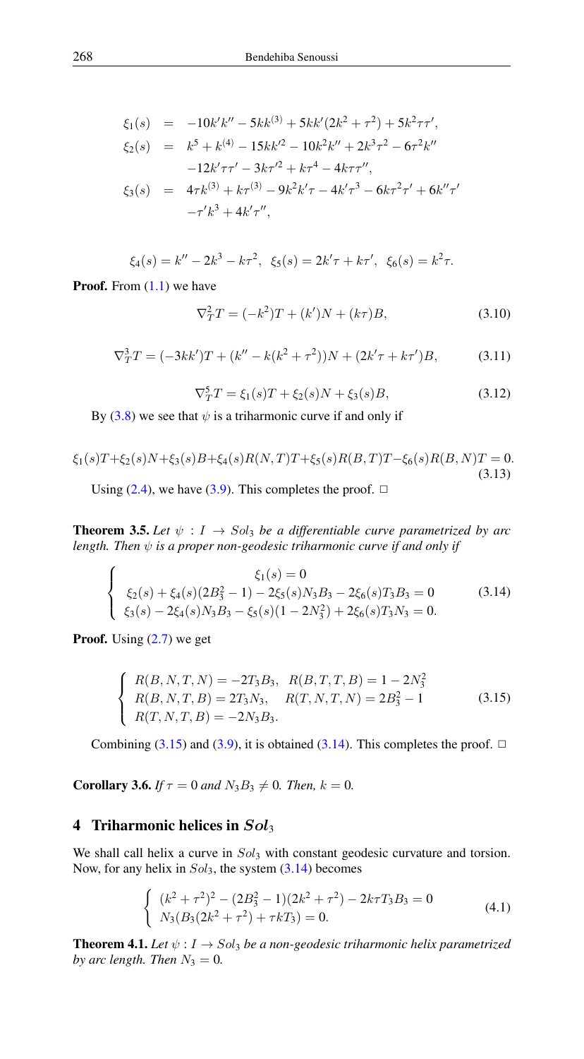$$
\begin{aligned}
\xi_1(s) &= -10k'k'' - 5kk^{(3)} + 5kk'(2k^2+\tau^2) + 5k^2\tau\tau', \\
\xi_2(s) &= k^5 + k^{(4)} - 15kk'^2 - 10k^2k'' + 2k^3\tau^2 - 6\tau^2k'' \\
&\quad -12k'\tau\tau' - 3k\tau'^2 + k\tau^4 - 4k\tau\tau'', \\
\xi_3(s) &= 4\tau k^{(3)} + k\tau^{(3)} - 9k^2k'\tau - 4k'\tau^3 - 6k\tau^2\tau' + 6k''\tau' \\
&\quad -\tau'k^3 + 4k'\tau'',
\end{aligned}
$$

$$
\xi_4(s) = k'' - 2k^3 - k\tau^2, \;\; \xi_5(s) = 2k'\tau + k\tau', \;\; \xi_6(s) = k^2\tau.
$$

**Proof.** From (1.1) we have

$$
\nabla_T^2 T = (-k^2)T + (k')N + (k\tau)B, \tag{3.10}
$$

$$
\nabla_T^3 T = (-3kk')T + (k'' - k(k^2+\tau^2))N + (2k'\tau + k\tau')B, \tag{3.11}
$$

$$
\nabla_T^5 T = \xi_1(s)T + \xi_2(s)N + \xi_3(s)B, \tag{3.12}
$$

By (3.8) we see that $\psi$ is a triharmonic curve if and only if

$$
\xi_1(s)T + \xi_2(s)N + \xi_3(s)B + \xi_4(s)R(N,T)T + \xi_5(s)R(B,T)T - \xi_6(s)R(B,N)T = 0. \tag{3.13}
$$

Using (2.4), we have (3.9). This completes the proof. $\square$

**Theorem 3.5.** *Let $\psi : I \to Sol_3$ be a differentiable curve parametrized by arc length. Then $\psi$ is a proper non-geodesic triharmonic curve if and only if*

$$
\begin{cases}
\xi_1(s) = 0 \\
\xi_2(s) + \xi_4(s)(2B_3^2 - 1) - 2\xi_5(s)N_3B_3 - 2\xi_6(s)T_3B_3 = 0 \\
\xi_3(s) - 2\xi_4(s)N_3B_3 - \xi_5(s)(1 - 2N_3^2) + 2\xi_6(s)T_3N_3 = 0.
\end{cases} \tag{3.14}
$$

**Proof.** Using (2.7) we get

$$
\begin{cases}
R(B,N,T,N) = -2T_3B_3, \;\; R(B,T,T,B) = 1 - 2N_3^2 \\
R(B,N,T,B) = 2T_3N_3, \quad R(T,N,T,N) = 2B_3^2 - 1 \\
R(T,N,T,B) = -2N_3B_3.
\end{cases} \tag{3.15}
$$

Combining (3.15) and (3.9), it is obtained (3.14). This completes the proof. $\square$

**Corollary 3.6.** *If $\tau = 0$ and $N_3B_3 \neq 0$. Then, $k = 0$.*

## 4 Triharmonic helices in $Sol_3$

We shall call helix a curve in $Sol_3$ with constant geodesic curvature and torsion. Now, for any helix in $Sol_3$, the system (3.14) becomes

$$
\begin{cases}
(k^2+\tau^2)^2 - (2B_3^2 - 1)(2k^2+\tau^2) - 2k\tau T_3B_3 = 0 \\
N_3(B_3(2k^2+\tau^2) + \tau k T_3) = 0.
\end{cases} \tag{4.1}
$$

**Theorem 4.1.** *Let $\psi : I \to Sol_3$ be a non-geodesic triharmonic helix parametrized by arc length. Then $N_3 = 0$.*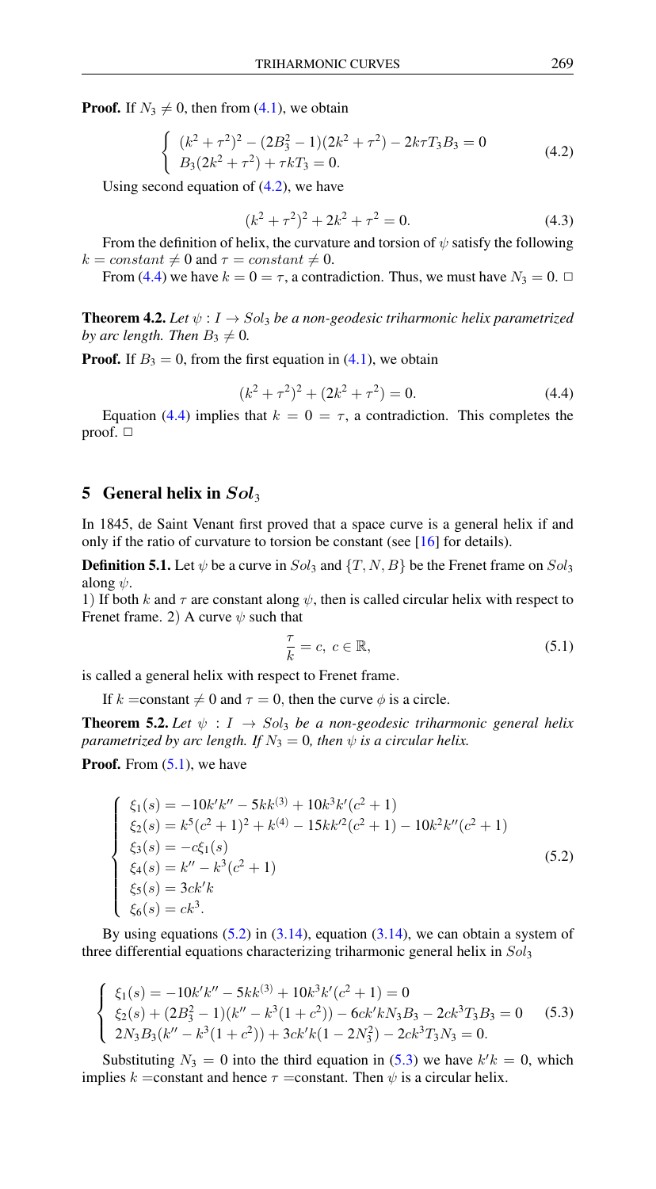**Proof.** If $N_3 \neq 0$, then from (4.1), we obtain

$$\begin{cases} (k^2+\tau^2)^2 - (2B_3^2-1)(2k^2+\tau^2) - 2k\tau T_3 B_3 = 0 \\ B_3(2k^2+\tau^2) + \tau k T_3 = 0. \end{cases} \tag{4.2}$$

Using second equation of (4.2), we have

$$(k^2+\tau^2)^2 + 2k^2 + \tau^2 = 0. \tag{4.3}$$

From the definition of helix, the curvature and torsion of $\psi$ satisfy the following $k = constant \neq 0$ and $\tau = constant \neq 0$.

From (4.4) we have $k = 0 = \tau$, a contradiction. Thus, we must have $N_3 = 0$. □

**Theorem 4.2.** *Let $\psi : I \to Sol_3$ be a non-geodesic triharmonic helix parametrized by arc length. Then $B_3 \neq 0$.*

**Proof.** If $B_3 = 0$, from the first equation in (4.1), we obtain

$$(k^2+\tau^2)^2 + (2k^2+\tau^2) = 0. \tag{4.4}$$

Equation (4.4) implies that $k = 0 = \tau$, a contradiction. This completes the proof. □

## 5 General helix in $Sol_3$

In 1845, de Saint Venant first proved that a space curve is a general helix if and only if the ratio of curvature to torsion be constant (see [16] for details).

**Definition 5.1.** Let $\psi$ be a curve in $Sol_3$ and $\{T, N, B\}$ be the Frenet frame on $Sol_3$ along $\psi$.
1) If both $k$ and $\tau$ are constant along $\psi$, then is called circular helix with respect to Frenet frame. 2) A curve $\psi$ such that

$$\frac{\tau}{k} = c, \ c \in \mathbb{R}, \tag{5.1}$$

is called a general helix with respect to Frenet frame.

If $k$ =constant $\neq 0$ and $\tau = 0$, then the curve $\phi$ is a circle.

**Theorem 5.2.** *Let $\psi : I \to Sol_3$ be a non-geodesic triharmonic general helix parametrized by arc length. If $N_3 = 0$, then $\psi$ is a circular helix.*

**Proof.** From (5.1), we have

$$\begin{cases} \xi_1(s) = -10k'k'' - 5kk^{(3)} + 10k^3k'(c^2+1) \\ \xi_2(s) = k^5(c^2+1)^2 + k^{(4)} - 15kk'^2(c^2+1) - 10k^2k''(c^2+1) \\ \xi_3(s) = -c\xi_1(s) \\ \xi_4(s) = k'' - k^3(c^2+1) \\ \xi_5(s) = 3ck'k \\ \xi_6(s) = ck^3. \end{cases} \tag{5.2}$$

By using equations (5.2) in (3.14), equation (3.14), we can obtain a system of three differential equations characterizing triharmonic general helix in $Sol_3$

$$\begin{cases} \xi_1(s) = -10k'k'' - 5kk^{(3)} + 10k^3k'(c^2+1) = 0 \\ \xi_2(s) + (2B_3^2-1)(k'' - k^3(1+c^2)) - 6ck'kN_3B_3 - 2ck^3T_3B_3 = 0 \\ 2N_3B_3(k'' - k^3(1+c^2)) + 3ck'k(1-2N_3^2) - 2ck^3T_3N_3 = 0. \end{cases} \tag{5.3}$$

Substituting $N_3 = 0$ into the third equation in (5.3) we have $k'k = 0$, which implies $k$ =constant and hence $\tau$ =constant. Then $\psi$ is a circular helix.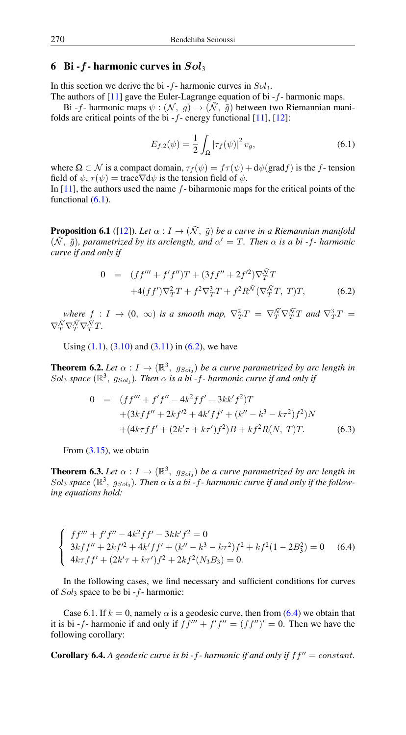## 6 Bi - $f$ - harmonic curves in $Sol_3$

In this section we derive the bi - $f$ - harmonic curves in $Sol_3$.

The authors of [11] gave the Euler-Lagrange equation of bi - $f$ - harmonic maps.

Bi - $f$ - harmonic maps $\psi : (\mathcal{N},\ g) \to (\tilde{\mathcal{N}},\ \tilde{g})$ between two Riemannian manifolds are critical points of the bi - $f$ - energy functional [11], [12]:

$$E_{f,2}(\psi) = \frac{1}{2}\int_{\Omega} |\tau_f(\psi)|^2\, v_g, \tag{6.1}$$

where $\Omega \subset \mathcal{N}$ is a compact domain, $\tau_f(\psi) = f\tau(\psi) + \mathrm{d}\psi(\mathrm{grad} f)$ is the $f$- tension field of $\psi$, $\tau(\psi) = \mathrm{trace}\nabla \mathrm{d}\psi$ is the tension field of $\psi$.

In [11], the authors used the name $f$- biharmonic maps for the critical points of the functional (6.1).

**Proposition 6.1** ([12]). *Let $\alpha : I \to (\tilde{\mathcal{N}},\ \tilde{g})$ be a curve in a Riemannian manifold $(\tilde{\mathcal{N}},\ \tilde{g})$, parametrized by its arclength, and $\alpha' = T$. Then $\alpha$ is a bi - $f$ - harmonic curve if and only if*

$$\begin{aligned} 0 &= (ff''' + f'f'')T + (3ff'' + 2f'^2)\nabla_T^{\tilde{\mathcal{N}}} T \\ &\quad + 4(ff')\nabla_T^2 T + f^2 \nabla_T^3 T + f^2 R^{\tilde{\mathcal{N}}}(\nabla_T^{\tilde{\mathcal{N}}} T,\ T)T, \end{aligned} \tag{6.2}$$

*where $f : I \to (0,\ \infty)$ is a smooth map, $\nabla_T^2 T = \nabla_T^{\tilde{\mathcal{N}}}\nabla_T^{\tilde{\mathcal{N}}} T$ and $\nabla_T^3 T = \nabla_T^{\tilde{\mathcal{N}}}\nabla_T^{\tilde{\mathcal{N}}}\nabla_T^{\tilde{\mathcal{N}}} T$.*

Using (1.1), (3.10) and (3.11) in (6.2), we have

**Theorem 6.2.** *Let $\alpha : I \to (\mathbb{R}^3,\ g_{Sol_3})$ be a curve parametrized by arc length in $Sol_3$ space $(\mathbb{R}^3,\ g_{Sol_3})$. Then $\alpha$ is a bi - $f$ - harmonic curve if and only if*

$$\begin{aligned} 0 &= (ff''' + f'f'' - 4k^2 ff' - 3kk'f^2)T \\ &\quad + (3kff'' + 2kf'^2 + 4k'ff' + (k'' - k^3 - k\tau^2)f^2)N \\ &\quad + (4k\tau ff' + (2k'\tau + k\tau')f^2)B + kf^2 R(N,\ T)T. \end{aligned} \tag{6.3}$$

From (3.15), we obtain

**Theorem 6.3.** *Let $\alpha : I \to (\mathbb{R}^3,\ g_{Sol_3})$ be a curve parametrized by arc length in $Sol_3$ space $(\mathbb{R}^3,\ g_{Sol_3})$. Then $\alpha$ is a bi - $f$ - harmonic curve if and only if the following equations hold:*

$$\begin{cases} ff''' + f'f'' - 4k^2 ff' - 3kk'f^2 = 0 \\ 3kff'' + 2kf'^2 + 4k'ff' + (k'' - k^3 - k\tau^2)f^2 + kf^2(1 - 2B_3^2) = 0 \\ 4k\tau ff' + (2k'\tau + k\tau')f^2 + 2kf^2(N_3 B_3) = 0. \end{cases} \tag{6.4}$$

In the following cases, we find necessary and sufficient conditions for curves of $Sol_3$ space to be bi - $f$ - harmonic:

Case 6.1. If $k = 0$, namely $\alpha$ is a geodesic curve, then from (6.4) we obtain that it is bi - $f$ - harmonic if and only if $ff''' + f'f'' = (ff'')' = 0$. Then we have the following corollary:

**Corollary 6.4.** *A geodesic curve is bi - $f$ - harmonic if and only if $ff'' = constant$.*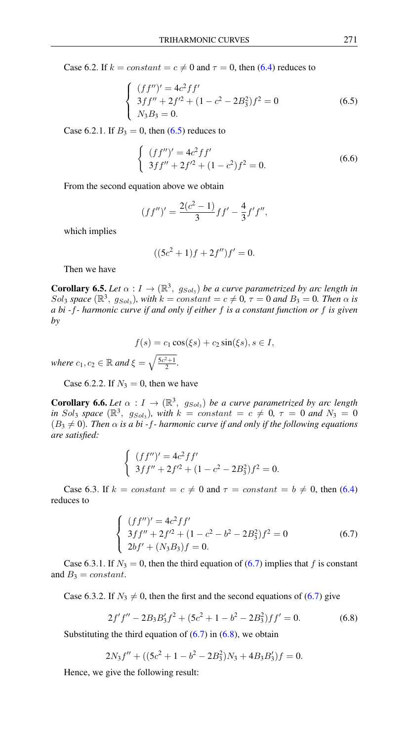Case 6.2. If $k = constant = c \neq 0$ and $\tau = 0$, then (6.4) reduces to

$$
\begin{cases} (ff'')' = 4c^2 ff' \\ 3ff'' + 2f'^2 + (1 - c^2 - 2B_3^2)f^2 = 0 \\ N_3 B_3 = 0. \end{cases} \tag{6.5}
$$

Case 6.2.1. If $B_3 = 0$, then (6.5) reduces to

$$
\begin{cases} (ff'')' = 4c^2 ff' \\ 3ff'' + 2f'^2 + (1 - c^2)f^2 = 0. \end{cases} \tag{6.6}
$$

From the second equation above we obtain

$$
(ff'')' = \frac{2(c^2 - 1)}{3} ff' - \frac{4}{3} f' f'',
$$

which implies

$$
((5c^2 + 1)f + 2f'')f' = 0.
$$

Then we have

**Corollary 6.5.** *Let $\alpha : I \to (\mathbb{R}^3,\ g_{Sol_3})$ be a curve parametrized by arc length in $Sol_3$ space $(\mathbb{R}^3,\ g_{Sol_3})$, with $k = constant = c \neq 0$, $\tau = 0$ and $B_3 = 0$. Then $\alpha$ is a bi - $f$ - harmonic curve if and only if either $f$ is a constant function or $f$ is given by*

$$
f(s) = c_1 \cos(\xi s) + c_2 \sin(\xi s), s \in I,
$$

*where $c_1, c_2 \in \mathbb{R}$ and $\xi = \sqrt{\frac{5c^2+1}{2}}$.*

Case 6.2.2. If $N_3 = 0$, then we have

**Corollary 6.6.** *Let $\alpha : I \to (\mathbb{R}^3,\ g_{Sol_3})$ be a curve parametrized by arc length in $Sol_3$ space $(\mathbb{R}^3,\ g_{Sol_3})$, with $k = constant = c \neq 0$, $\tau = 0$ and $N_3 = 0$ $(B_3 \neq 0)$. Then $\alpha$ is a bi - $f$ - harmonic curve if and only if the following equations are satisfied:*

$$
\begin{cases} (ff'')' = 4c^2 ff' \\ 3ff'' + 2f'^2 + (1 - c^2 - 2B_3^2)f^2 = 0. \end{cases}
$$

Case 6.3. If $k = constant = c \neq 0$ and $\tau = constant = b \neq 0$, then (6.4) reduces to

$$
\begin{cases} (ff'')' = 4c^2 ff' \\ 3ff'' + 2f'^2 + (1 - c^2 - b^2 - 2B_3^2)f^2 = 0 \\ 2bf' + (N_3 B_3)f = 0. \end{cases} \tag{6.7}
$$

Case 6.3.1. If $N_3 = 0$, then the third equation of (6.7) implies that $f$ is constant and $B_3 = constant$.

Case 6.3.2. If $N_3 \neq 0$, then the first and the second equations of (6.7) give

$$
2f'f'' - 2B_3 B_3' f^2 + (5c^2 + 1 - b^2 - 2B_3^2)ff' = 0. \tag{6.8}
$$

Substituting the third equation of (6.7) in (6.8), we obtain

$$
2N_3 f'' + ((5c^2 + 1 - b^2 - 2B_3^2)N_3 + 4B_3 B_3')f = 0.
$$

Hence, we give the following result: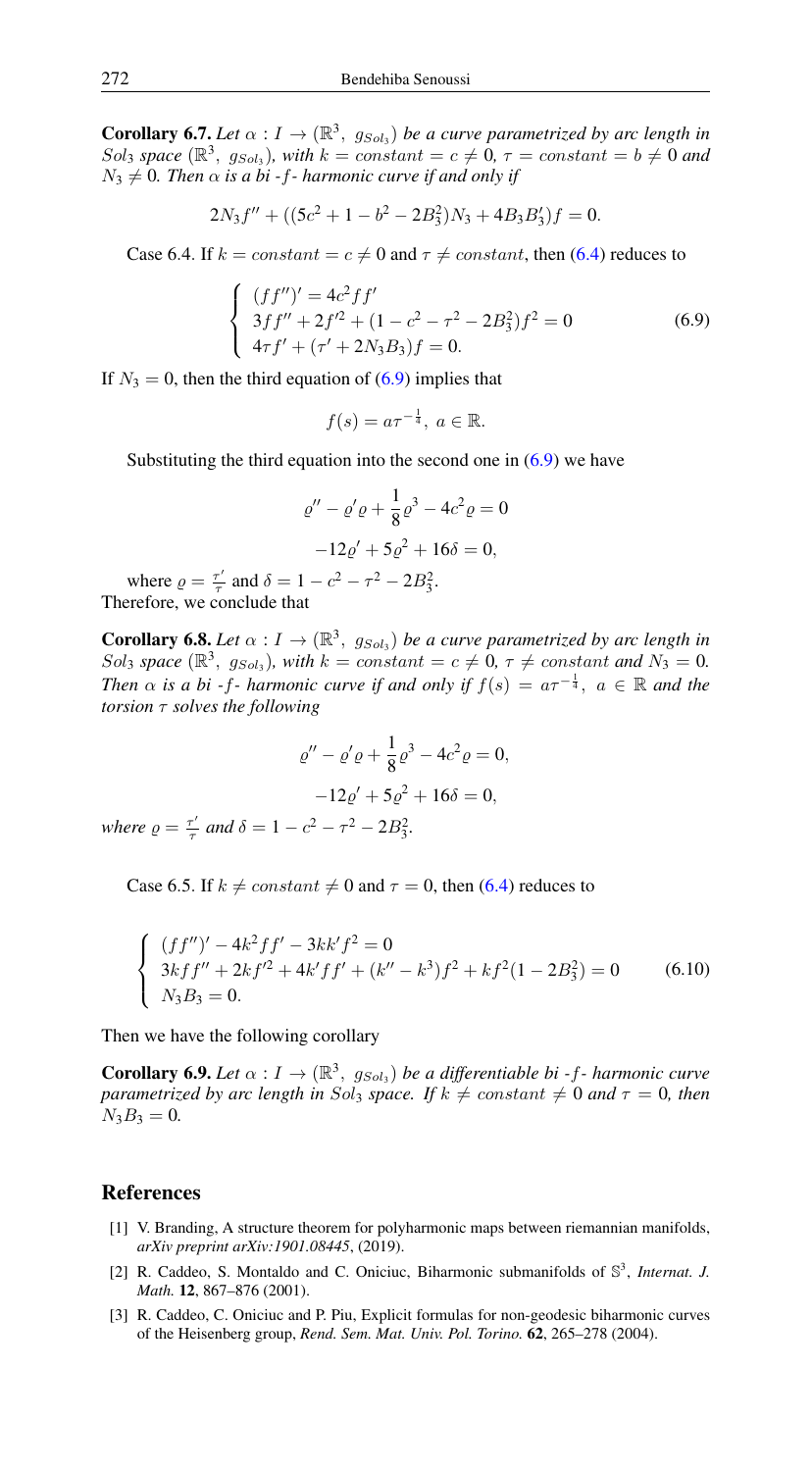**Corollary 6.7.** *Let $\alpha : I \to (\mathbb{R}^3,\ g_{Sol_3})$ be a curve parametrized by arc length in $Sol_3$ space $(\mathbb{R}^3,\ g_{Sol_3})$, with $k = constant = c \neq 0$, $\tau = constant = b \neq 0$ and $N_3 \neq 0$. Then $\alpha$ is a bi -f- harmonic curve if and only if*

$$2N_3 f'' + ((5c^2 + 1 - b^2 - 2B_3^2)N_3 + 4B_3 B_3')f = 0.$$

Case 6.4. If $k = constant = c \neq 0$ and $\tau \neq constant$, then (6.4) reduces to

$$\begin{cases} (ff'')' = 4c^2 ff' \\ 3ff'' + 2f'^2 + (1 - c^2 - \tau^2 - 2B_3^2)f^2 = 0 \\ 4\tau f' + (\tau' + 2N_3 B_3)f = 0. \end{cases} \tag{6.9}$$

If $N_3 = 0$, then the third equation of (6.9) implies that

$$f(s) = a\tau^{-\frac{1}{4}},\ a \in \mathbb{R}.$$

Substituting the third equation into the second one in (6.9) we have

$$\varrho'' - \varrho'\varrho + \frac{1}{8}\varrho^3 - 4c^2\varrho = 0$$

$$-12\varrho' + 5\varrho^2 + 16\delta = 0,$$

where $\varrho = \frac{\tau'}{\tau}$ and $\delta = 1 - c^2 - \tau^2 - 2B_3^2$.
Therefore, we conclude that

**Corollary 6.8.** *Let $\alpha : I \to (\mathbb{R}^3,\ g_{Sol_3})$ be a curve parametrized by arc length in $Sol_3$ space $(\mathbb{R}^3,\ g_{Sol_3})$, with $k = constant = c \neq 0$, $\tau \neq constant$ and $N_3 = 0$. Then $\alpha$ is a bi -f- harmonic curve if and only if $f(s) = a\tau^{-\frac{1}{4}},\ a \in \mathbb{R}$ and the torsion $\tau$ solves the following*

$$\varrho'' - \varrho'\varrho + \frac{1}{8}\varrho^3 - 4c^2\varrho = 0,$$

$$-12\varrho' + 5\varrho^2 + 16\delta = 0,$$

*where $\varrho = \frac{\tau'}{\tau}$ and $\delta = 1 - c^2 - \tau^2 - 2B_3^2$.*

Case 6.5. If $k \neq constant \neq 0$ and $\tau = 0$, then (6.4) reduces to

$$\begin{cases} (ff'')' - 4k^2 ff' - 3kk'f^2 = 0 \\ 3kff'' + 2kf'^2 + 4k'ff' + (k'' - k^3)f^2 + kf^2(1 - 2B_3^2) = 0 \\ N_3 B_3 = 0. \end{cases} \tag{6.10}$$

Then we have the following corollary

**Corollary 6.9.** *Let $\alpha : I \to (\mathbb{R}^3,\ g_{Sol_3})$ be a differentiable bi -f- harmonic curve parametrized by arc length in $Sol_3$ space. If $k \neq constant \neq 0$ and $\tau = 0$, then $N_3 B_3 = 0$.*

## References

- [1] V. Branding, A structure theorem for polyharmonic maps between riemannian manifolds, *arXiv preprint arXiv:1901.08445*, (2019).
- [2] R. Caddeo, S. Montaldo and C. Oniciuc, Biharmonic submanifolds of $\mathbb{S}^3$, *Internat. J. Math.* **12**, 867–876 (2001).
- [3] R. Caddeo, C. Oniciuc and P. Piu, Explicit formulas for non-geodesic biharmonic curves of the Heisenberg group, *Rend. Sem. Mat. Univ. Pol. Torino.* **62**, 265–278 (2004).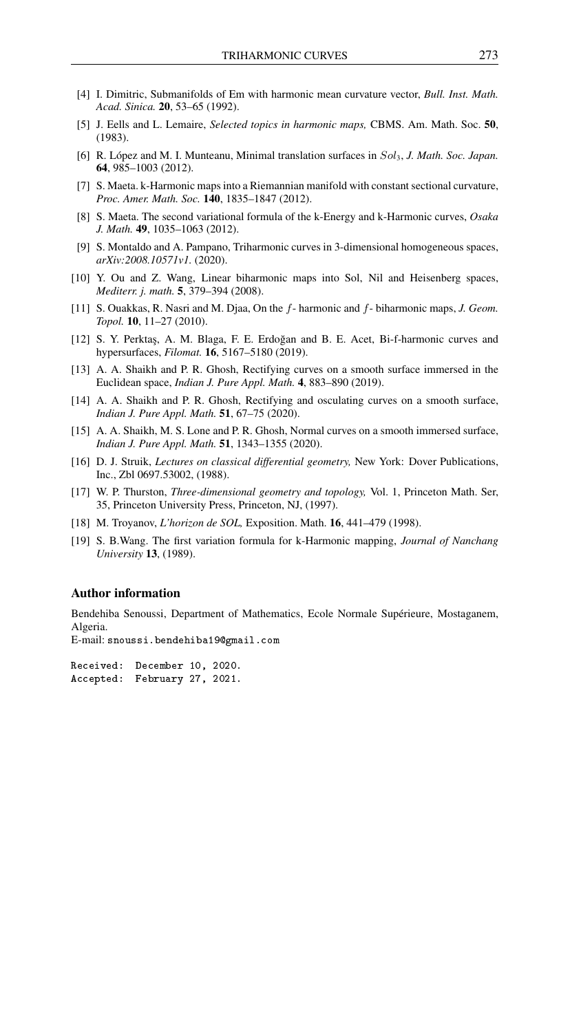[4] I. Dimitric, Submanifolds of Em with harmonic mean curvature vector, *Bull. Inst. Math. Acad. Sinica.* **20**, 53–65 (1992).

[5] J. Eells and L. Lemaire, *Selected topics in harmonic maps,* CBMS. Am. Math. Soc. **50**, (1983).

[6] R. López and M. I. Munteanu, Minimal translation surfaces in $Sol_3$, *J. Math. Soc. Japan.* **64**, 985–1003 (2012).

[7] S. Maeta. k-Harmonic maps into a Riemannian manifold with constant sectional curvature, *Proc. Amer. Math. Soc.* **140**, 1835–1847 (2012).

[8] S. Maeta. The second variational formula of the k-Energy and k-Harmonic curves, *Osaka J. Math.* **49**, 1035–1063 (2012).

[9] S. Montaldo and A. Pampano, Triharmonic curves in 3-dimensional homogeneous spaces, *arXiv:2008.10571v1.* (2020).

[10] Y. Ou and Z. Wang, Linear biharmonic maps into Sol, Nil and Heisenberg spaces, *Mediterr. j. math.* **5**, 379–394 (2008).

[11] S. Ouakkas, R. Nasri and M. Djaa, On the $f$- harmonic and $f$- biharmonic maps, *J. Geom. Topol.* **10**, 11–27 (2010).

[12] S. Y. Perktaş, A. M. Blaga, F. E. Erdoğan and B. E. Acet, Bi-f-harmonic curves and hypersurfaces, *Filomat.* **16**, 5167–5180 (2019).

[13] A. A. Shaikh and P. R. Ghosh, Rectifying curves on a smooth surface immersed in the Euclidean space, *Indian J. Pure Appl. Math.* **4**, 883–890 (2019).

[14] A. A. Shaikh and P. R. Ghosh, Rectifying and osculating curves on a smooth surface, *Indian J. Pure Appl. Math.* **51**, 67–75 (2020).

[15] A. A. Shaikh, M. S. Lone and P. R. Ghosh, Normal curves on a smooth immersed surface, *Indian J. Pure Appl. Math.* **51**, 1343–1355 (2020).

[16] D. J. Struik, *Lectures on classical differential geometry,* New York: Dover Publications, Inc., Zbl 0697.53002, (1988).

[17] W. P. Thurston, *Three-dimensional geometry and topology,* Vol. 1, Princeton Math. Ser, 35, Princeton University Press, Princeton, NJ, (1997).

[18] M. Troyanov, *L'horizon de SOL,* Exposition. Math. **16**, 441–479 (1998).

[19] S. B.Wang. The first variation formula for k-Harmonic mapping, *Journal of Nanchang University* **13**, (1989).

### Author information

Bendehiba Senoussi, Department of Mathematics, Ecole Normale Supérieure, Mostaganem, Algeria.
E-mail: snoussi.bendehiba19@gmail.com

Received: December 10, 2020.
Accepted: February 27, 2021.